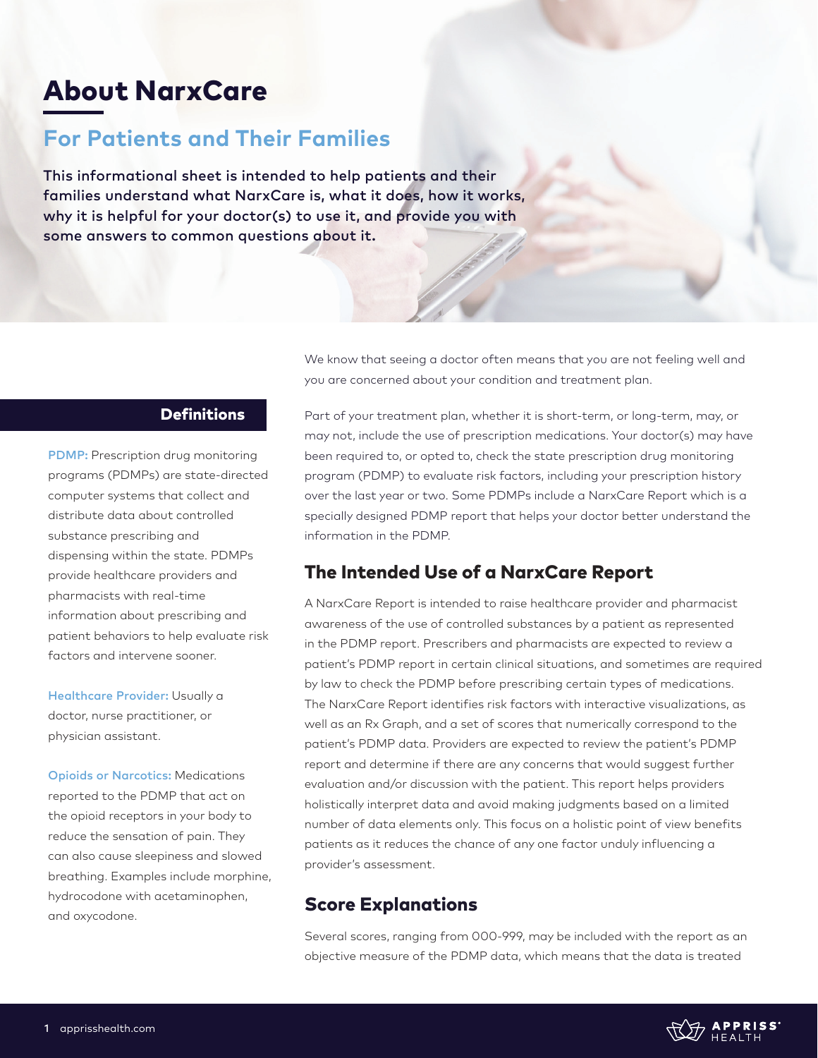# About NarxCare

## For Patients and Their Families

**This informational sheet is intended to help patients and their families understand what NarxCare is, what it does, how it works, why it is helpful for your doctor(s) to use it, and provide you with some answers to common questions about it.**

We know that seeing a doctor often means that you are not feeling well and you are concerned about your condition and treatment plan.

Part of your treatment plan, whether it is short-term, or long-term, may, or may not, include the use of prescription medications. Your doctor(s) may have been required to, or opted to, check the state prescription drug monitoring program (PDMP) to evaluate risk factors, including your prescription history over the last year or two. Some PDMPs include a NarxCare Report which is a specially designed PDMP report that helps your doctor better understand the information in the PDMP.

### Definitions

**PDMP:** Prescription drug monitoring programs (PDMPs) are state-directed computer systems that collect and distribute data about controlled substance prescribing and dispensing within the state. PDMPs provide healthcare providers and pharmacists with real-time information about prescribing and patient behaviors to help evaluate risk factors and intervene sooner.

**Healthcare Provider:** Usually a doctor, nurse practitioner, or physician assistant.

**Opioids or Narcotics:** Medications reported to the PDMP that act on the opioid receptors in your body to reduce the sensation of pain. They can also cause sleepiness and slowed breathing. Examples include morphine, hydrocodone with acetaminophen, and oxycodone.

## The Intended Use of a NarxCare Report

A NarxCare Report is intended to raise healthcare provider and pharmacist awareness of the use of controlled substances by a patient as represented in the PDMP report. Prescribers and pharmacists are expected to review a patient's PDMP report in certain clinical situations, and sometimes are required by law to check the PDMP before prescribing certain types of medications. The NarxCare Report identifies risk factors with interactive visualizations, as well as an Rx Graph, and a set of scores that numerically correspond to the patient's PDMP data. Providers are expected to review the patient's PDMP report and determine if there are any concerns that would suggest further evaluation and/or discussion with the patient. This report helps providers holistically interpret data and avoid making judgments based on a limited number of data elements only. This focus on a holistic point of view benefits patients as it reduces the chance of any one factor unduly influencing a provider's assessment.

## Score Explanations

Several scores, ranging from 000-999, may be included with the report as an objective measure of the PDMP data, which means that the data is treated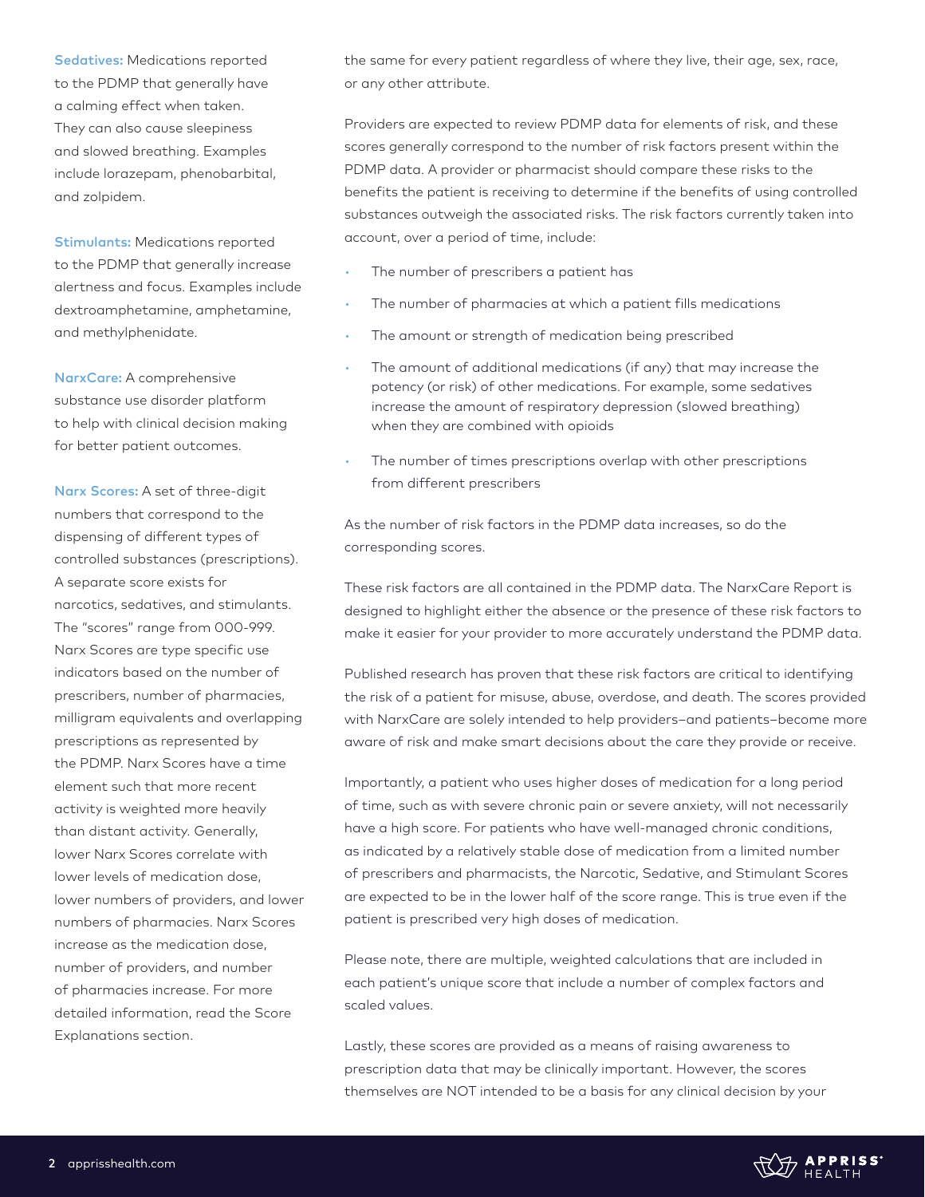**Sedatives:** Medications reported to the PDMP that generally have a calming effect when taken. They can also cause sleepiness and slowed breathing. Examples include lorazepam, phenobarbital, and zolpidem.

**Stimulants:** Medications reported to the PDMP that generally increase alertness and focus. Examples include dextroamphetamine, amphetamine, and methylphenidate.

**NarxCare:** A comprehensive substance use disorder platform to help with clinical decision making for better patient outcomes.

**Narx Scores:** A set of three-digit numbers that correspond to the dispensing of different types of controlled substances (prescriptions). A separate score exists for narcotics, sedatives, and stimulants. The "scores" range from 000-999. Narx Scores are type specific use indicators based on the number of prescribers, number of pharmacies, milligram equivalents and overlapping prescriptions as represented by the PDMP. Narx Scores have a time element such that more recent activity is weighted more heavily than distant activity. Generally, lower Narx Scores correlate with lower levels of medication dose, lower numbers of providers, and lower numbers of pharmacies. Narx Scores increase as the medication dose, number of providers, and number of pharmacies increase. For more detailed information, read the Score Explanations section.

the same for every patient regardless of where they live, their age, sex, race, or any other attribute.

Providers are expected to review PDMP data for elements of risk, and these scores generally correspond to the number of risk factors present within the PDMP data. A provider or pharmacist should compare these risks to the benefits the patient is receiving to determine if the benefits of using controlled substances outweigh the associated risks. The risk factors currently taken into account, over a period of time, include:

- The number of prescribers a patient has
- The number of pharmacies at which a patient fills medications
- The amount or strength of medication being prescribed
- The amount of additional medications (if any) that may increase the potency (or risk) of other medications. For example, some sedatives increase the amount of respiratory depression (slowed breathing) when they are combined with opioids
- The number of times prescriptions overlap with other prescriptions from different prescribers

As the number of risk factors in the PDMP data increases, so do the corresponding scores.

These risk factors are all contained in the PDMP data. The NarxCare Report is designed to highlight either the absence or the presence of these risk factors to make it easier for your provider to more accurately understand the PDMP data.

Published research has proven that these risk factors are critical to identifying the risk of a patient for misuse, abuse, overdose, and death. The scores provided with NarxCare are solely intended to help providers–and patients–become more aware of risk and make smart decisions about the care they provide or receive.

Importantly, a patient who uses higher doses of medication for a long period of time, such as with severe chronic pain or severe anxiety, will not necessarily have a high score. For patients who have well-managed chronic conditions, as indicated by a relatively stable dose of medication from a limited number of prescribers and pharmacists, the Narcotic, Sedative, and Stimulant Scores are expected to be in the lower half of the score range. This is true even if the patient is prescribed very high doses of medication.

Please note, there are multiple, weighted calculations that are included in each patient's unique score that include a number of complex factors and scaled values.

Lastly, these scores are provided as a means of raising awareness to prescription data that may be clinically important. However, the scores themselves are NOT intended to be a basis for any clinical decision by your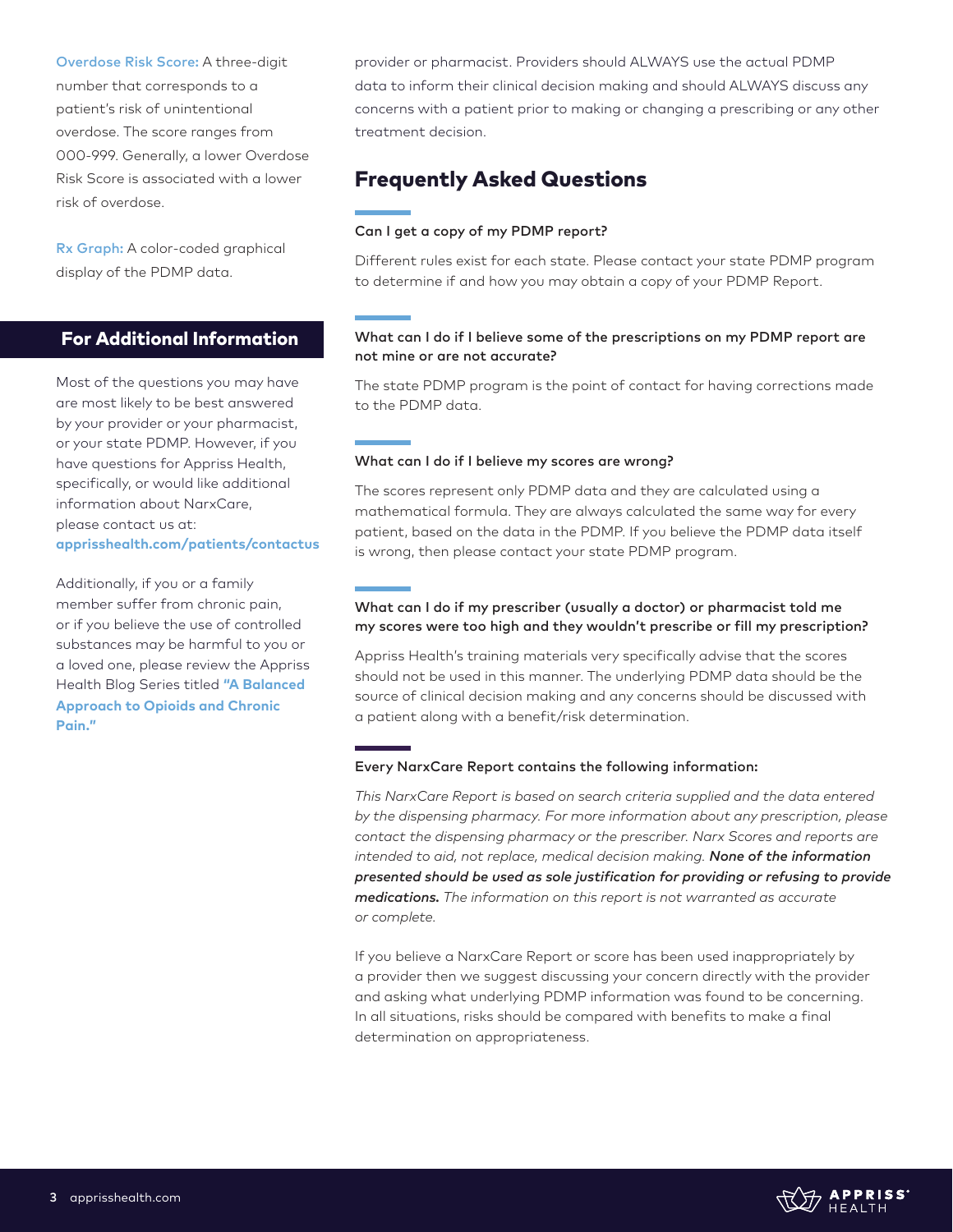**Overdose Risk Score:** A three-digit number that corresponds to a patient's risk of unintentional overdose. The score ranges from 000-999. Generally, a lower Overdose Risk Score is associated with a lower risk of overdose.

**Rx Graph:** A color-coded graphical display of the PDMP data.

## For Additional Information

Most of the questions you may have are most likely to be best answered by your provider or your pharmacist, or your state PDMP. However, if you have questions for Appriss Health, specifically, or would like additional information about NarxCare, please contact us at: **apprisshealth.com/patients/contactus**

Additionally, if you or a family member suffer from chronic pain, or if you believe the use of controlled substances may be harmful to you or a loved one, please review the Appriss Health Blog Series titled **"A Balanced Approach to Opioids and Chronic Pain."**

provider or pharmacist. Providers should ALWAYS use the actual PDMP data to inform their clinical decision making and should ALWAYS discuss any concerns with a patient prior to making or changing a prescribing or any other treatment decision.

## Frequently Asked Questions

**Can I get a copy of my PDMP report?**

Different rules exist for each state. Please contact your state PDMP program to determine if and how you may obtain a copy of your PDMP Report.

**What can I do if I believe some of the prescriptions on my PDMP report are not mine or are not accurate?**

The state PDMP program is the point of contact for having corrections made to the PDMP data.

**What can I do if I believe my scores are wrong?**

The scores represent only PDMP data and they are calculated using a mathematical formula. They are always calculated the same way for every patient, based on the data in the PDMP. If you believe the PDMP data itself is wrong, then please contact your state PDMP program.

**What can I do if my prescriber (usually a doctor) or pharmacist told me my scores were too high and they wouldn't prescribe or fill my prescription?**

Appriss Health's training materials very specifically advise that the scores should not be used in this manner. The underlying PDMP data should be the source of clinical decision making and any concerns should be discussed with a patient along with a benefit/risk determination.

**Every NarxCare Report contains the following information:**

*This NarxCare Report is based on search criteria supplied and the data entered by the dispensing pharmacy. For more information about any prescription, please contact the dispensing pharmacy or the prescriber. Narx Scores and reports are intended to aid, not replace, medical decision making.* ***None of the information presented should be used as sole justification for providing or refusing to provide medications.*** *The information on this report is not warranted as accurate or complete.*

If you believe a NarxCare Report or score has been used inappropriately by a provider then we suggest discussing your concern directly with the provider and asking what underlying PDMP information was found to be concerning. In all situations, risks should be compared with benefits to make a final determination on appropriateness.